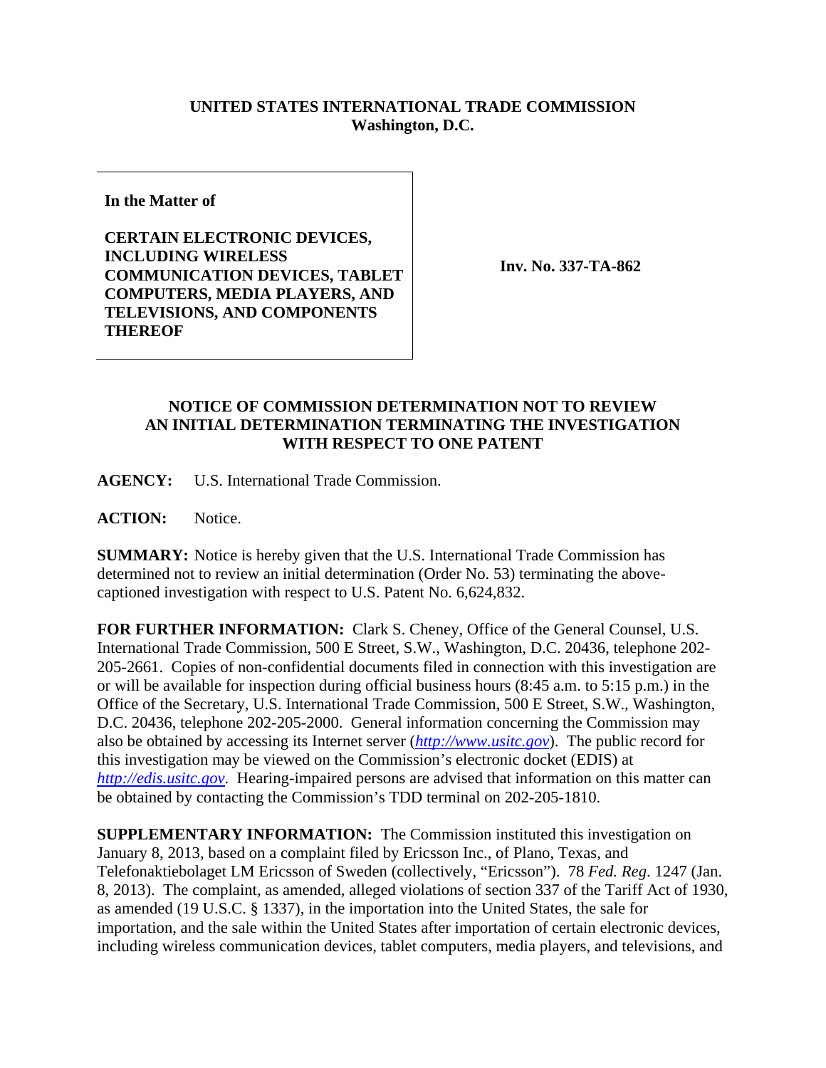**UNITED STATES INTERNATIONAL TRADE COMMISSION**
**Washington, D.C.**

| **In the Matter of**<br><br>**CERTAIN ELECTRONIC DEVICES, INCLUDING WIRELESS COMMUNICATION DEVICES, TABLET COMPUTERS, MEDIA PLAYERS, AND TELEVISIONS, AND COMPONENTS THEREOF** | **Inv. No. 337-TA-862** |
|---|---|

## NOTICE OF COMMISSION DETERMINATION NOT TO REVIEW AN INITIAL DETERMINATION TERMINATING THE INVESTIGATION WITH RESPECT TO ONE PATENT

**AGENCY:** U.S. International Trade Commission.

**ACTION:** Notice.

**SUMMARY:** Notice is hereby given that the U.S. International Trade Commission has determined not to review an initial determination (Order No. 53) terminating the above-captioned investigation with respect to U.S. Patent No. 6,624,832.

**FOR FURTHER INFORMATION:** Clark S. Cheney, Office of the General Counsel, U.S. International Trade Commission, 500 E Street, S.W., Washington, D.C. 20436, telephone 202-205-2661. Copies of non-confidential documents filed in connection with this investigation are or will be available for inspection during official business hours (8:45 a.m. to 5:15 p.m.) in the Office of the Secretary, U.S. International Trade Commission, 500 E Street, S.W., Washington, D.C. 20436, telephone 202-205-2000. General information concerning the Commission may also be obtained by accessing its Internet server (*http://www.usitc.gov*). The public record for this investigation may be viewed on the Commission's electronic docket (EDIS) at *http://edis.usitc.gov*. Hearing-impaired persons are advised that information on this matter can be obtained by contacting the Commission's TDD terminal on 202-205-1810.

**SUPPLEMENTARY INFORMATION:** The Commission instituted this investigation on January 8, 2013, based on a complaint filed by Ericsson Inc., of Plano, Texas, and Telefonaktiebolaget LM Ericsson of Sweden (collectively, "Ericsson"). 78 *Fed. Reg.* 1247 (Jan. 8, 2013). The complaint, as amended, alleged violations of section 337 of the Tariff Act of 1930, as amended (19 U.S.C. § 1337), in the importation into the United States, the sale for importation, and the sale within the United States after importation of certain electronic devices, including wireless communication devices, tablet computers, media players, and televisions, and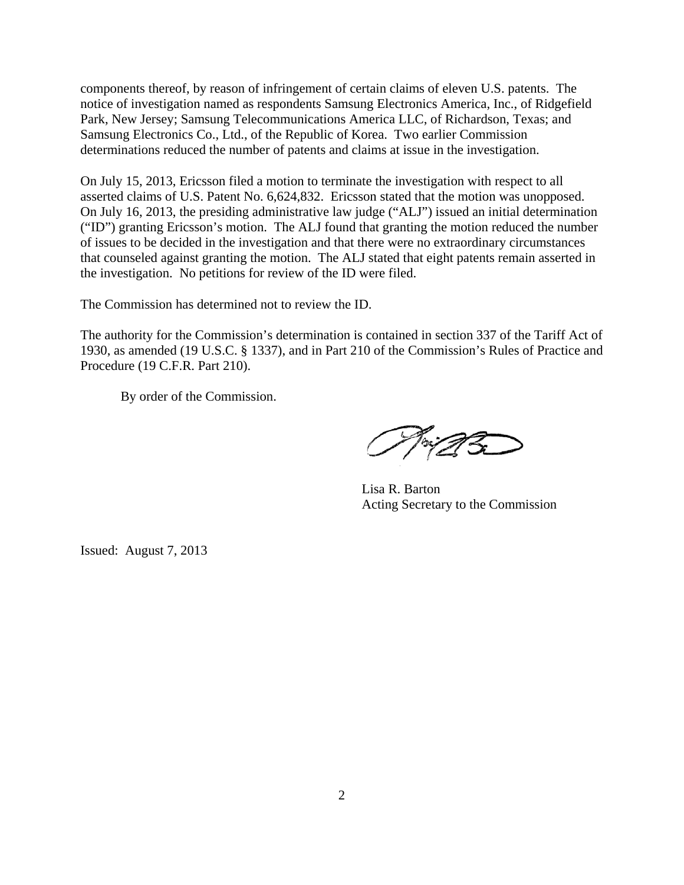components thereof, by reason of infringement of certain claims of eleven U.S. patents. The notice of investigation named as respondents Samsung Electronics America, Inc., of Ridgefield Park, New Jersey; Samsung Telecommunications America LLC, of Richardson, Texas; and Samsung Electronics Co., Ltd., of the Republic of Korea. Two earlier Commission determinations reduced the number of patents and claims at issue in the investigation.

On July 15, 2013, Ericsson filed a motion to terminate the investigation with respect to all asserted claims of U.S. Patent No. 6,624,832. Ericsson stated that the motion was unopposed. On July 16, 2013, the presiding administrative law judge ("ALJ") issued an initial determination ("ID") granting Ericsson's motion. The ALJ found that granting the motion reduced the number of issues to be decided in the investigation and that there were no extraordinary circumstances that counseled against granting the motion. The ALJ stated that eight patents remain asserted in the investigation. No petitions for review of the ID were filed.

The Commission has determined not to review the ID.

The authority for the Commission's determination is contained in section 337 of the Tariff Act of 1930, as amended (19 U.S.C. § 1337), and in Part 210 of the Commission's Rules of Practice and Procedure (19 C.F.R. Part 210).

By order of the Commission.

Lisa R. Barton
Acting Secretary to the Commission

Issued: August 7, 2013